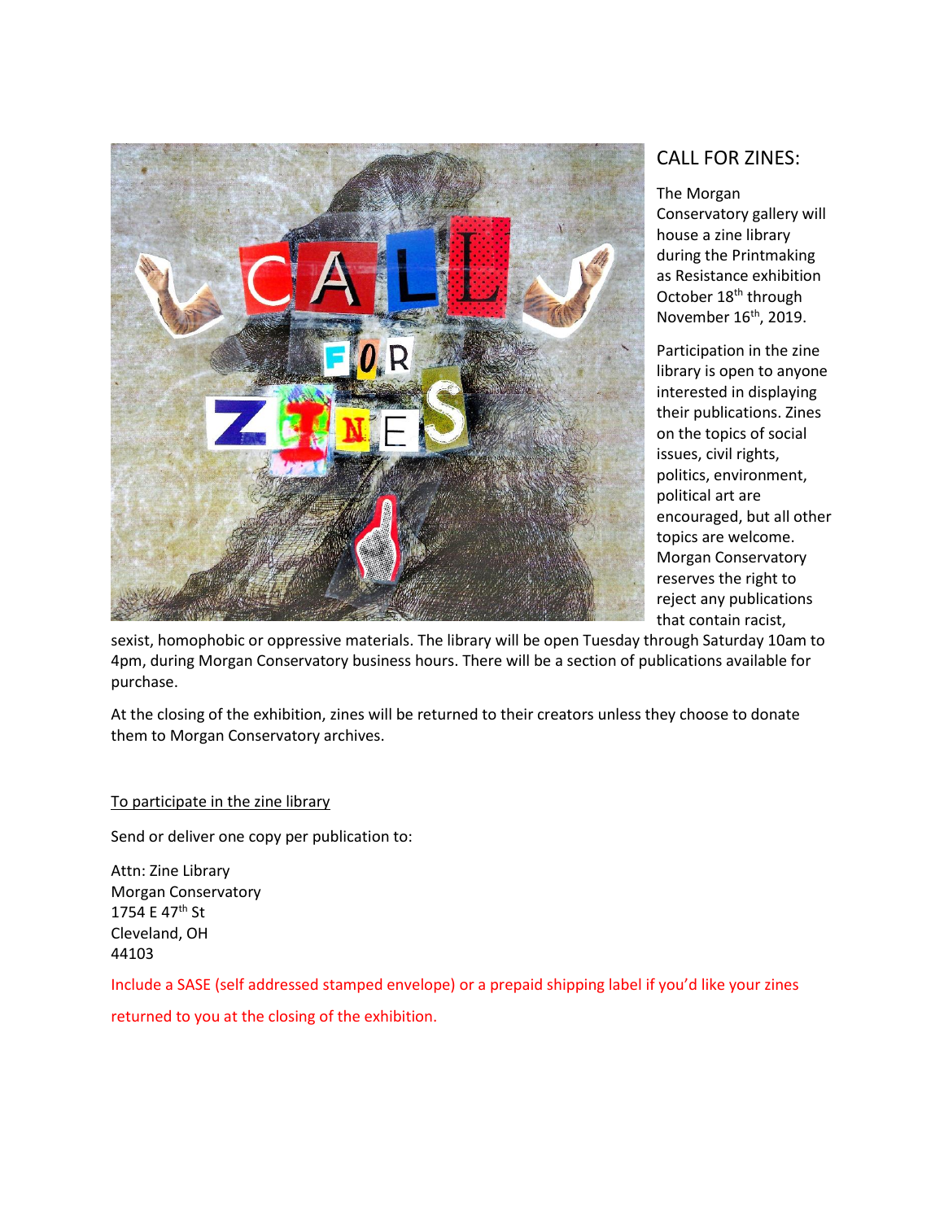## CALL FOR ZINES:

The Morgan Conservatory gallery will house a zine library during the Printmaking as Resistance exhibition October 18th through November 16th, 2019.

Participation in the zine library is open to anyone interested in displaying their publications. Zines on the topics of social issues, civil rights, politics, environment, political art are encouraged, but all other topics are welcome. Morgan Conservatory reserves the right to reject any publications that contain racist, sexist, homophobic or oppressive materials. The library will be open Tuesday through Saturday 10am to 4pm, during Morgan Conservatory business hours. There will be a section of publications available for purchase.

At the closing of the exhibition, zines will be returned to their creators unless they choose to donate them to Morgan Conservatory archives.

<u>To participate in the zine library</u>

Send or deliver one copy per publication to:

Attn: Zine Library
Morgan Conservatory
1754 E 47th St
Cleveland, OH
44103

Include a SASE (self addressed stamped envelope) or a prepaid shipping label if you'd like your zines returned to you at the closing of the exhibition.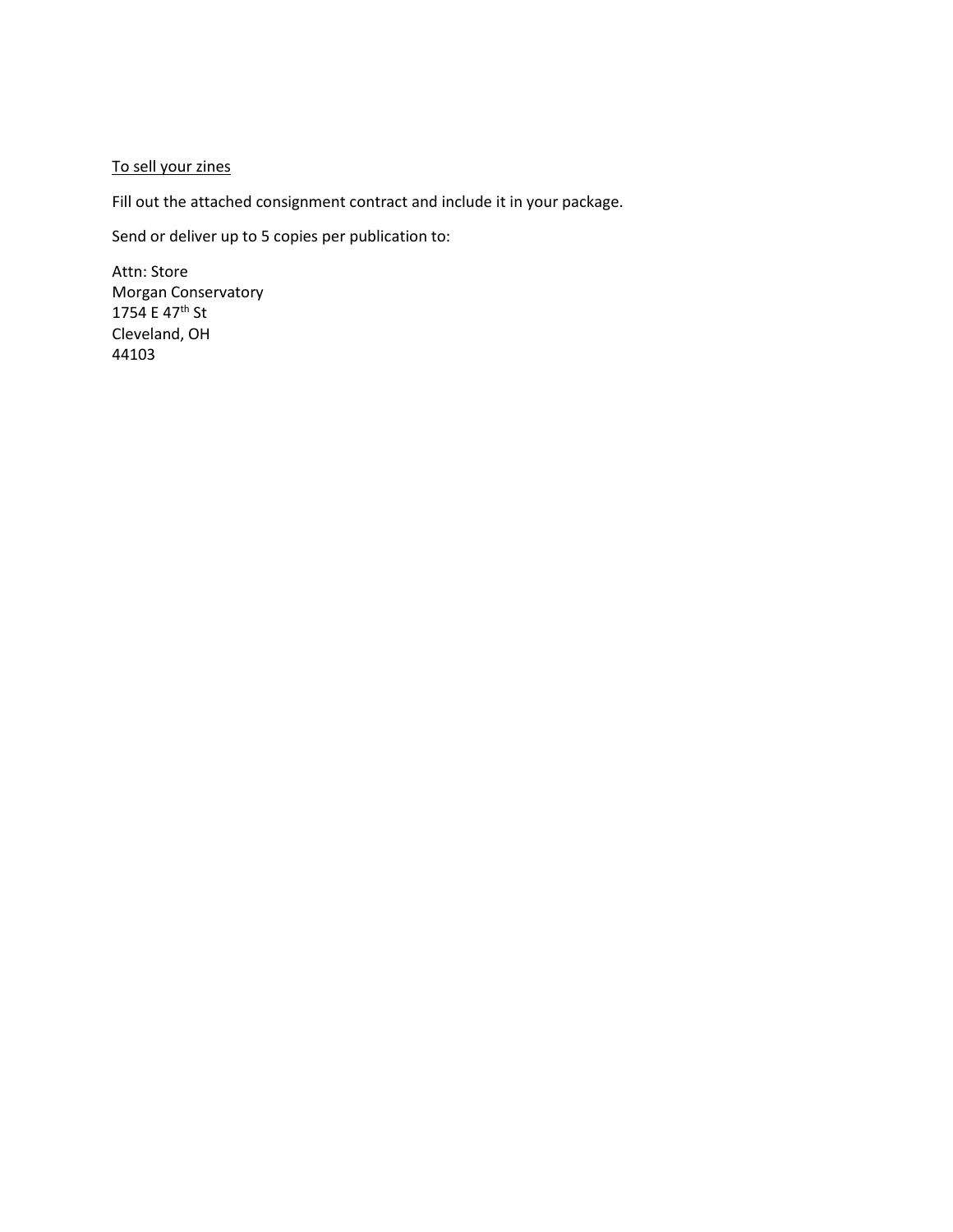<u>To sell your zines</u>

Fill out the attached consignment contract and include it in your package.

Send or deliver up to 5 copies per publication to:

Attn: Store
Morgan Conservatory
1754 E 47th St
Cleveland, OH
44103